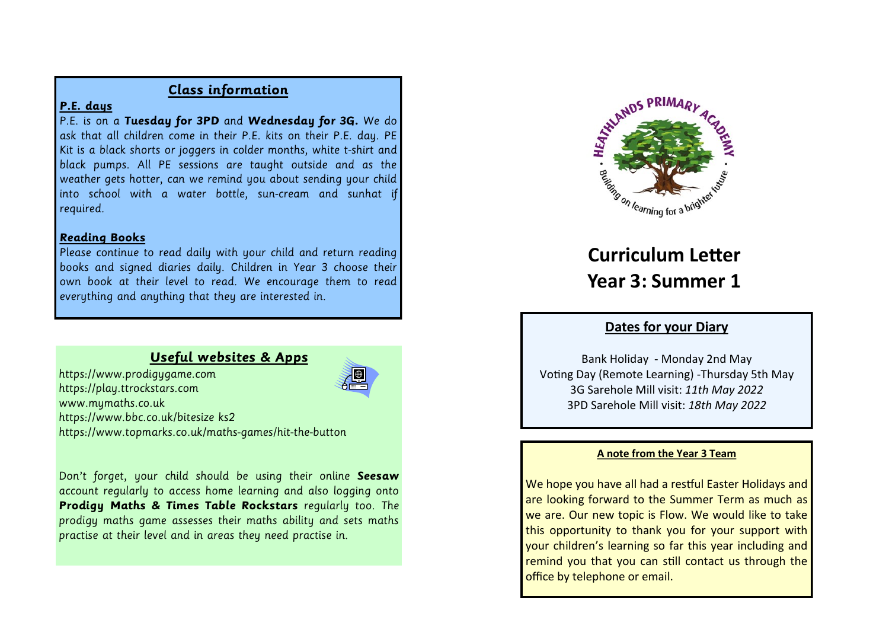## Class information

### *P.E. days*

P.E. is on a ***Tuesday for 3PD*** and ***Wednesday for 3G.*** We do ask that all children come in their P.E. kits on their P.E. day. PE Kit is a black shorts or joggers in colder months, white t-shirt and black pumps. All PE sessions are taught outside and as the weather gets hotter, can we remind you about sending your child into school with a water bottle, sun-cream and sunhat if required.

### *Reading Books*

Please continue to read daily with your child and return reading books and signed diaries daily. Children in Year 3 choose their own book at their level to read. We encourage them to read everything and anything that they are interested in.

## *Useful websites & Apps*

https://www.prodigygame.com
https://play.ttrockstars.com
www.mymaths.co.uk
https://www.bbc.co.uk/bitesize ks2
https://www.topmarks.co.uk/maths-games/hit-the-button

*Don't forget, your child should be using their online **Seesaw** account regularly to access home learning and also logging onto **Prodigy Maths & Times Table Rockstars** regularly too. The prodigy maths game assesses their maths ability and sets maths practise at their level and in areas they need practise in.*

HEATHLANDS PRIMARY ACADEMY
Building on learning for a brighter future

# Curriculum Letter
# Year 3: Summer 1

## Dates for your Diary

Bank Holiday - Monday 2nd May
Voting Day (Remote Learning) -Thursday 5th May
3G Sarehole Mill visit: *11th May 2022*
3PD Sarehole Mill visit: *18th May 2022*

### A note from the Year 3 Team

We hope you have all had a restful Easter Holidays and are looking forward to the Summer Term as much as we are. Our new topic is Flow. We would like to take this opportunity to thank you for your support with your children's learning so far this year including and remind you that you can still contact us through the office by telephone or email.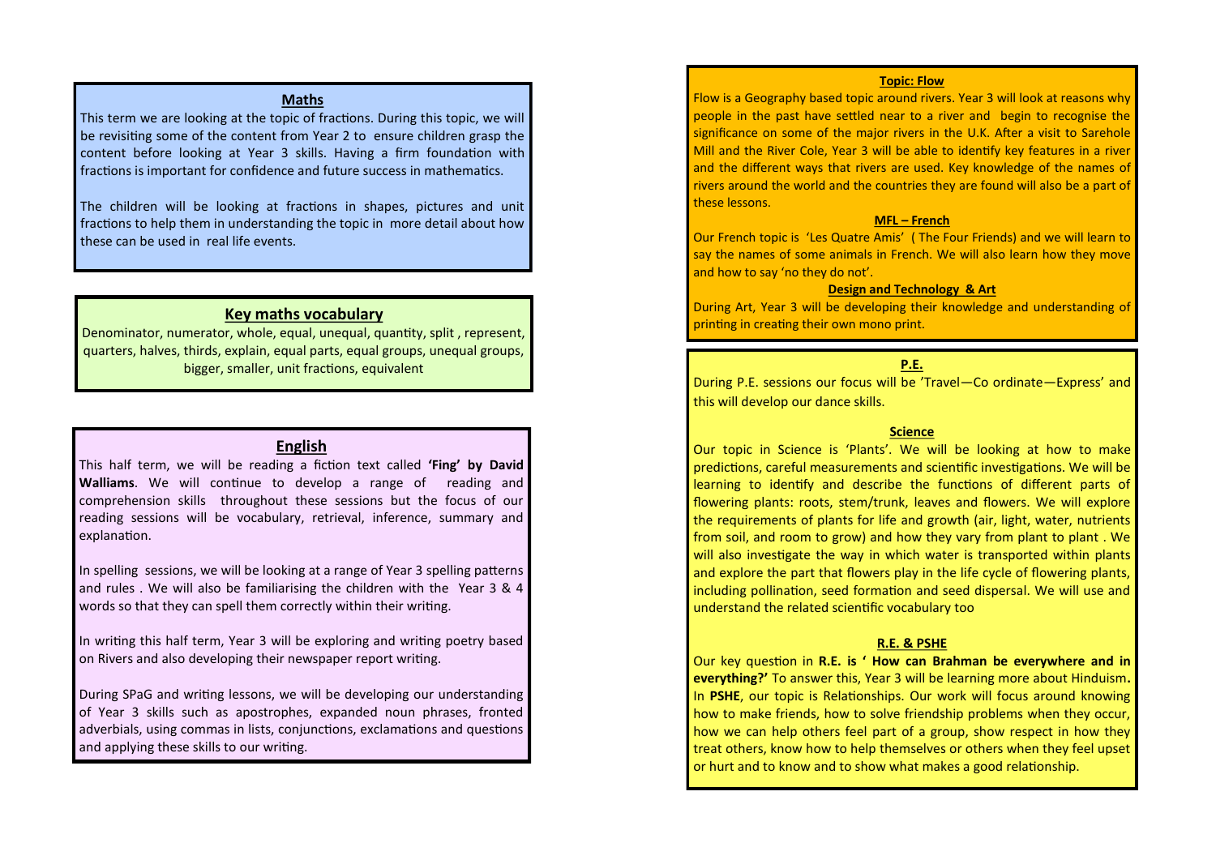## Maths

This term we are looking at the topic of fractions. During this topic, we will be revisiting some of the content from Year 2 to ensure children grasp the content before looking at Year 3 skills. Having a firm foundation with fractions is important for confidence and future success in mathematics.

The children will be looking at fractions in shapes, pictures and unit fractions to help them in understanding the topic in more detail about how these can be used in real life events.

## Key maths vocabulary

Denominator, numerator, whole, equal, unequal, quantity, split , represent, quarters, halves, thirds, explain, equal parts, equal groups, unequal groups, bigger, smaller, unit fractions, equivalent

## English

This half term, we will be reading a fiction text called **'Fing' by David Walliams**. We will continue to develop a range of reading and comprehension skills throughout these sessions but the focus of our reading sessions will be vocabulary, retrieval, inference, summary and explanation.

In spelling sessions, we will be looking at a range of Year 3 spelling patterns and rules . We will also be familiarising the children with the Year 3 & 4 words so that they can spell them correctly within their writing.

In writing this half term, Year 3 will be exploring and writing poetry based on Rivers and also developing their newspaper report writing.

During SPaG and writing lessons, we will be developing our understanding of Year 3 skills such as apostrophes, expanded noun phrases, fronted adverbials, using commas in lists, conjunctions, exclamations and questions and applying these skills to our writing.

## Topic: Flow

Flow is a Geography based topic around rivers. Year 3 will look at reasons why people in the past have settled near to a river and begin to recognise the significance on some of the major rivers in the U.K. After a visit to Sarehole Mill and the River Cole, Year 3 will be able to identify key features in a river and the different ways that rivers are used. Key knowledge of the names of rivers around the world and the countries they are found will also be a part of these lessons.

## MFL – French

Our French topic is 'Les Quatre Amis' ( The Four Friends) and we will learn to say the names of some animals in French. We will also learn how they move and how to say 'no they do not'.

## Design and Technology & Art

During Art, Year 3 will be developing their knowledge and understanding of printing in creating their own mono print.

## P.E.

During P.E. sessions our focus will be 'Travel—Co ordinate—Express' and this will develop our dance skills.

## Science

Our topic in Science is 'Plants'. We will be looking at how to make predictions, careful measurements and scientific investigations. We will be learning to identify and describe the functions of different parts of flowering plants: roots, stem/trunk, leaves and flowers. We will explore the requirements of plants for life and growth (air, light, water, nutrients from soil, and room to grow) and how they vary from plant to plant . We will also investigate the way in which water is transported within plants and explore the part that flowers play in the life cycle of flowering plants, including pollination, seed formation and seed dispersal. We will use and understand the related scientific vocabulary too

## R.E. & PSHE

Our key question in **R.E. is ' How can Brahman be everywhere and in everything?'** To answer this, Year 3 will be learning more about Hinduism**.** In **PSHE**, our topic is Relationships. Our work will focus around knowing how to make friends, how to solve friendship problems when they occur, how we can help others feel part of a group, show respect in how they treat others, know how to help themselves or others when they feel upset or hurt and to know and to show what makes a good relationship.